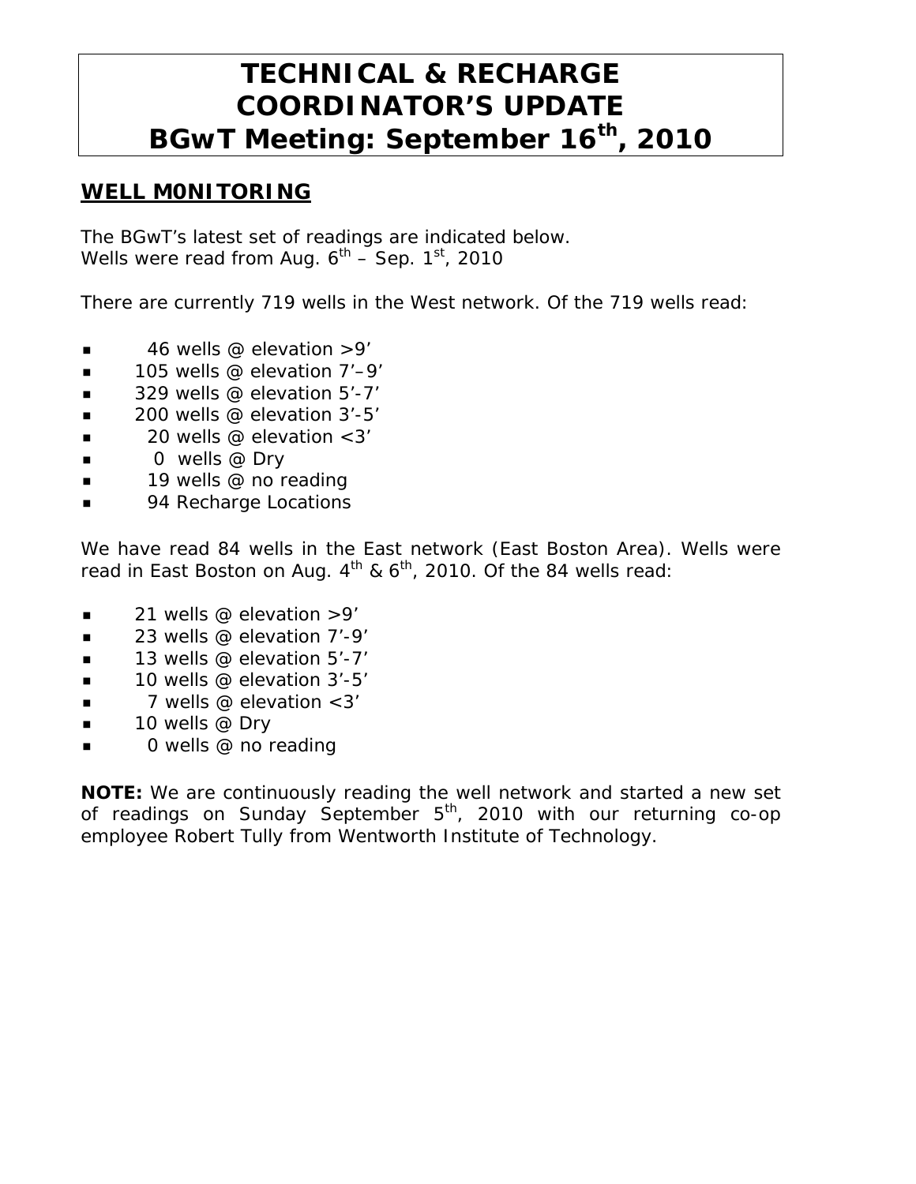# TECHNICAL & RECHARGE COORDINATOR'S UPDATE BGwT Meeting: September 16th, 2010

## WELL M0NITORING

The BGwT's latest set of readings are indicated below.
Wells were read from Aug. 6th – Sep. 1st, 2010

There are currently 719 wells in the West network. Of the 719 wells read:

- 46 wells @ elevation >9'
- 105 wells @ elevation 7'–9'
- 329 wells @ elevation 5'-7'
- 200 wells @ elevation 3'-5'
- 20 wells @ elevation <3'
- 0 wells @ Dry
- 19 wells @ no reading
- 94 Recharge Locations

We have read 84 wells in the East network (East Boston Area). Wells were read in East Boston on Aug. 4th & 6th, 2010. Of the 84 wells read:

- 21 wells @ elevation >9'
- 23 wells @ elevation 7'-9'
- 13 wells @ elevation 5'-7'
- 10 wells @ elevation 3'-5'
- 7 wells @ elevation <3'
- 10 wells @ Dry
- 0 wells @ no reading

**NOTE:** We are continuously reading the well network and started a new set of readings on Sunday September 5th, 2010 with our returning co-op employee Robert Tully from Wentworth Institute of Technology.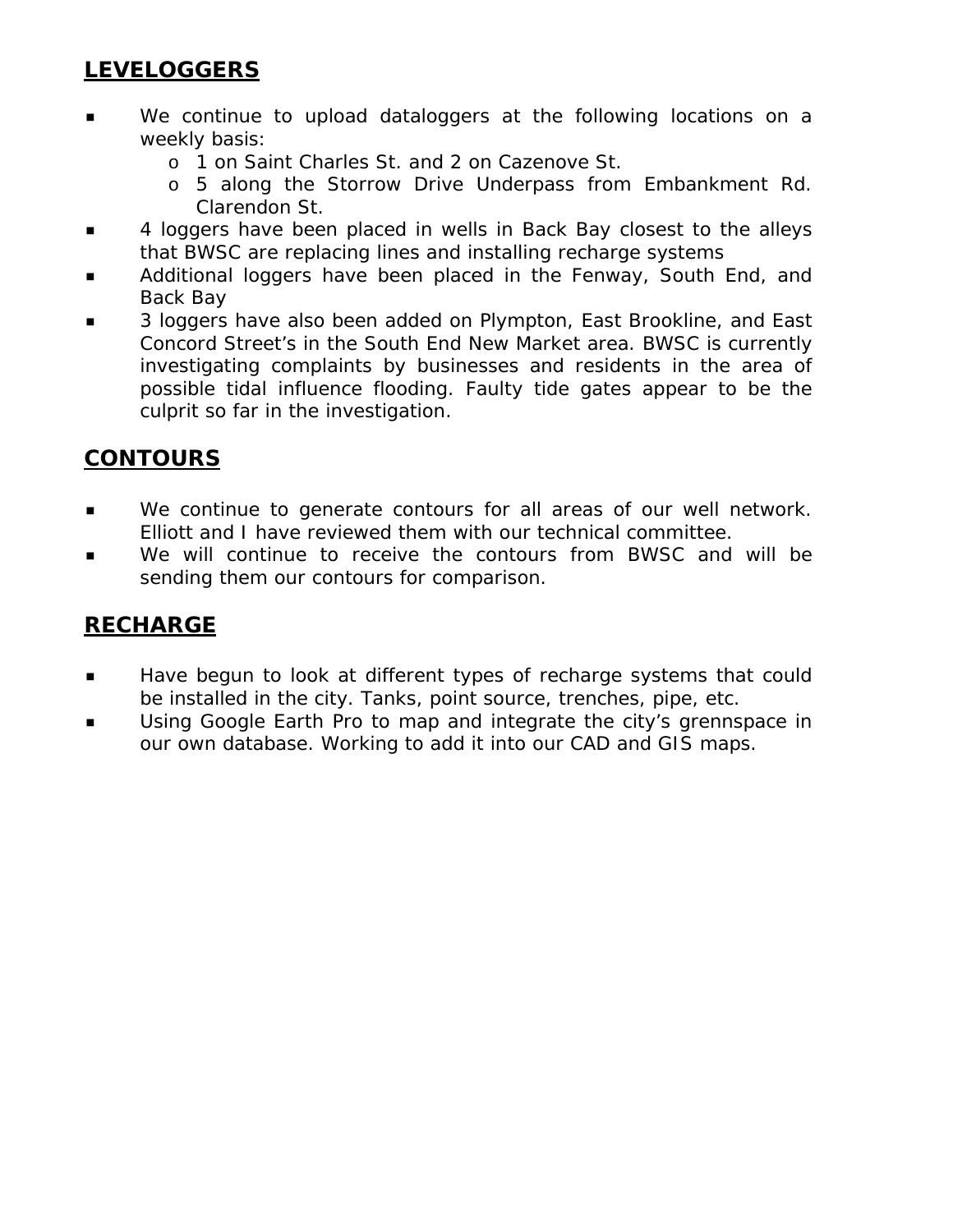## LEVELOGGERS

- We continue to upload dataloggers at the following locations on a weekly basis:
  - 1 on Saint Charles St. and 2 on Cazenove St.
  - 5 along the Storrow Drive Underpass from Embankment Rd. Clarendon St.
- 4 loggers have been placed in wells in Back Bay closest to the alleys that BWSC are replacing lines and installing recharge systems
- Additional loggers have been placed in the Fenway, South End, and Back Bay
- 3 loggers have also been added on Plympton, East Brookline, and East Concord Street's in the South End New Market area. BWSC is currently investigating complaints by businesses and residents in the area of possible tidal influence flooding. Faulty tide gates appear to be the culprit so far in the investigation.

## CONTOURS

- We continue to generate contours for all areas of our well network. Elliott and I have reviewed them with our technical committee.
- We will continue to receive the contours from BWSC and will be sending them our contours for comparison.

## RECHARGE

- Have begun to look at different types of recharge systems that could be installed in the city. Tanks, point source, trenches, pipe, etc.
- Using Google Earth Pro to map and integrate the city's grennspace in our own database. Working to add it into our CAD and GIS maps.